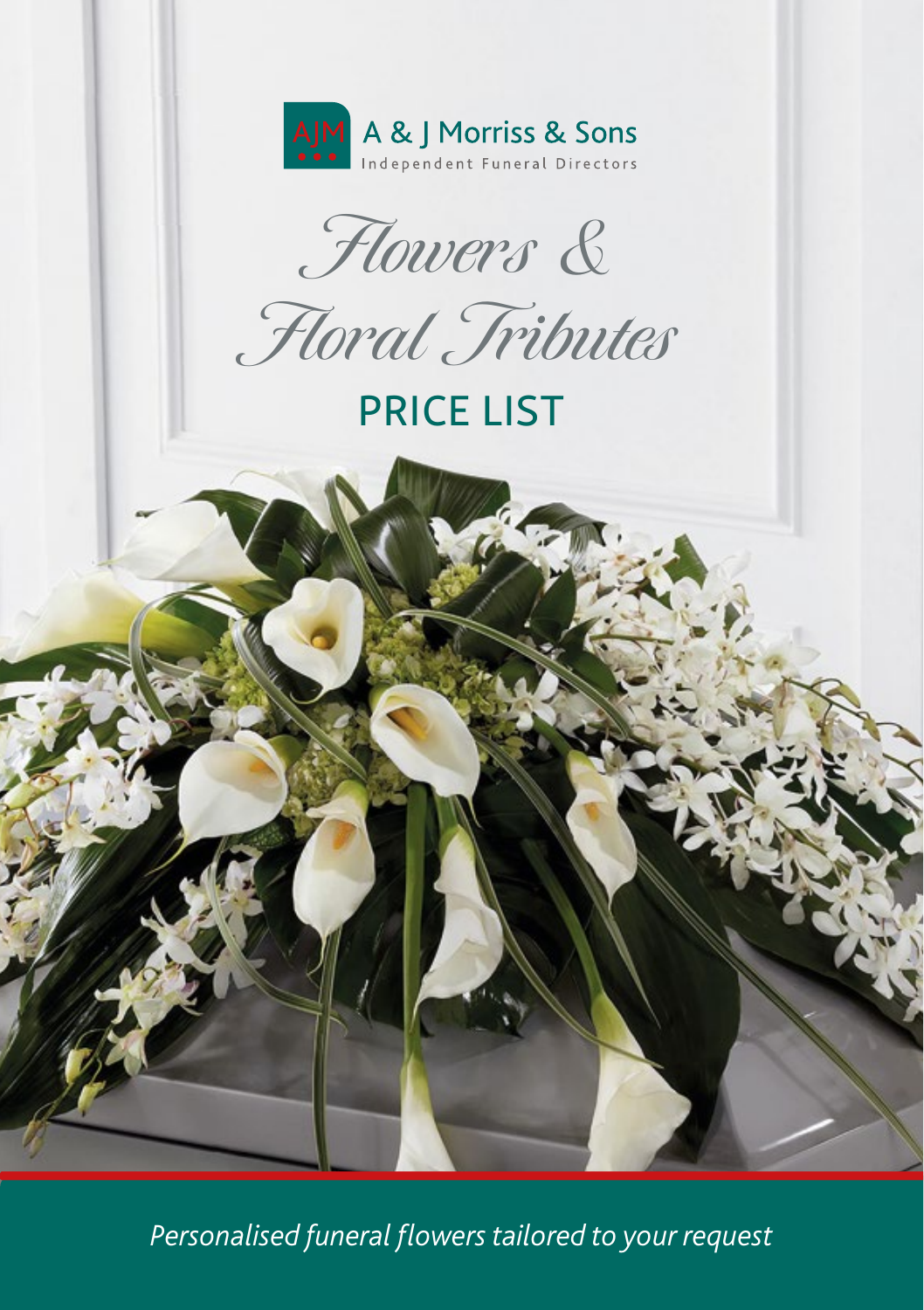A & J Morriss & Sons

Independent Funeral Directors

# Flowers & Floral Tributes

## PRICE LIST

*Personalised funeral flowers tailored to your request*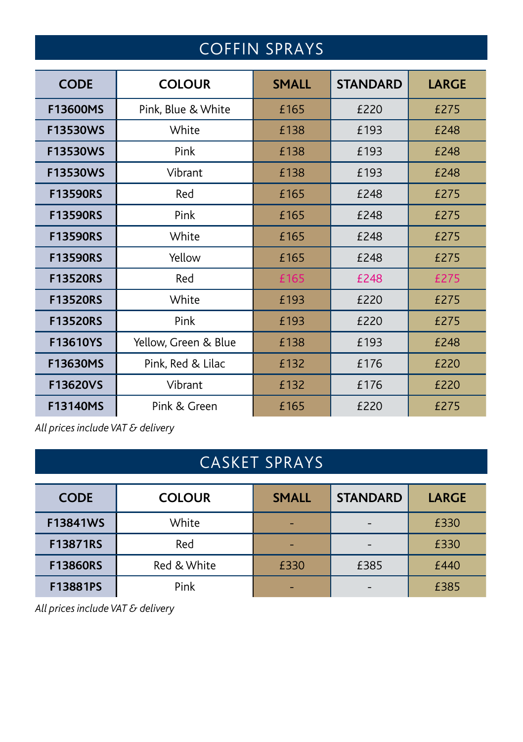## COFFIN SPRAYS

| CODE | COLOUR | SMALL | STANDARD | LARGE |
|---|---|---|---|---|
| F13600MS | Pink, Blue & White | £165 | £220 | £275 |
| F13530WS | White | £138 | £193 | £248 |
| F13530WS | Pink | £138 | £193 | £248 |
| F13530WS | Vibrant | £138 | £193 | £248 |
| F13590RS | Red | £165 | £248 | £275 |
| F13590RS | Pink | £165 | £248 | £275 |
| F13590RS | White | £165 | £248 | £275 |
| F13590RS | Yellow | £165 | £248 | £275 |
| F13520RS | Red | £165 | £248 | £275 |
| F13520RS | White | £193 | £220 | £275 |
| F13520RS | Pink | £193 | £220 | £275 |
| F13610YS | Yellow, Green & Blue | £138 | £193 | £248 |
| F13630MS | Pink, Red & Lilac | £132 | £176 | £220 |
| F13620VS | Vibrant | £132 | £176 | £220 |
| F13140MS | Pink & Green | £165 | £220 | £275 |

*All prices include VAT & delivery*

## CASKET SPRAYS

| CODE | COLOUR | SMALL | STANDARD | LARGE |
|---|---|---|---|---|
| F13841WS | White | - | - | £330 |
| F13871RS | Red | - | - | £330 |
| F13860RS | Red & White | £330 | £385 | £440 |
| F13881PS | Pink | - | - | £385 |

*All prices include VAT & delivery*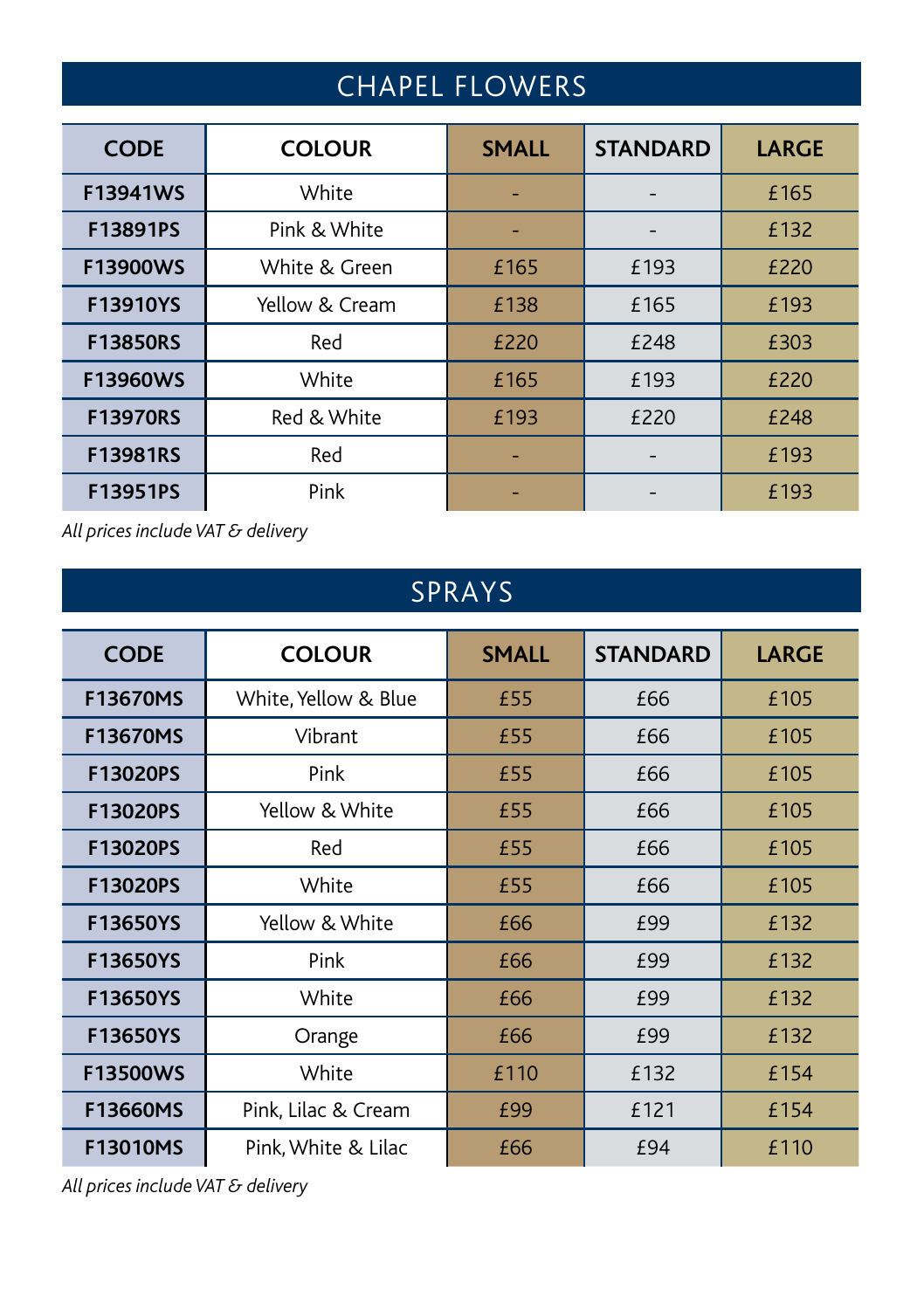## CHAPEL FLOWERS

| CODE | COLOUR | SMALL | STANDARD | LARGE |
|---|---|---|---|---|
| F13941WS | White | - | - | £165 |
| F13891PS | Pink & White | - | - | £132 |
| F13900WS | White & Green | £165 | £193 | £220 |
| F13910YS | Yellow & Cream | £138 | £165 | £193 |
| F13850RS | Red | £220 | £248 | £303 |
| F13960WS | White | £165 | £193 | £220 |
| F13970RS | Red & White | £193 | £220 | £248 |
| F13981RS | Red | - | - | £193 |
| F13951PS | Pink | - | - | £193 |

*All prices include VAT & delivery*

## SPRAYS

| CODE | COLOUR | SMALL | STANDARD | LARGE |
|---|---|---|---|---|
| F13670MS | White, Yellow & Blue | £55 | £66 | £105 |
| F13670MS | Vibrant | £55 | £66 | £105 |
| F13020PS | Pink | £55 | £66 | £105 |
| F13020PS | Yellow & White | £55 | £66 | £105 |
| F13020PS | Red | £55 | £66 | £105 |
| F13020PS | White | £55 | £66 | £105 |
| F13650YS | Yellow & White | £66 | £99 | £132 |
| F13650YS | Pink | £66 | £99 | £132 |
| F13650YS | White | £66 | £99 | £132 |
| F13650YS | Orange | £66 | £99 | £132 |
| F13500WS | White | £110 | £132 | £154 |
| F13660MS | Pink, Lilac & Cream | £99 | £121 | £154 |
| F13010MS | Pink, White & Lilac | £66 | £94 | £110 |

*All prices include VAT & delivery*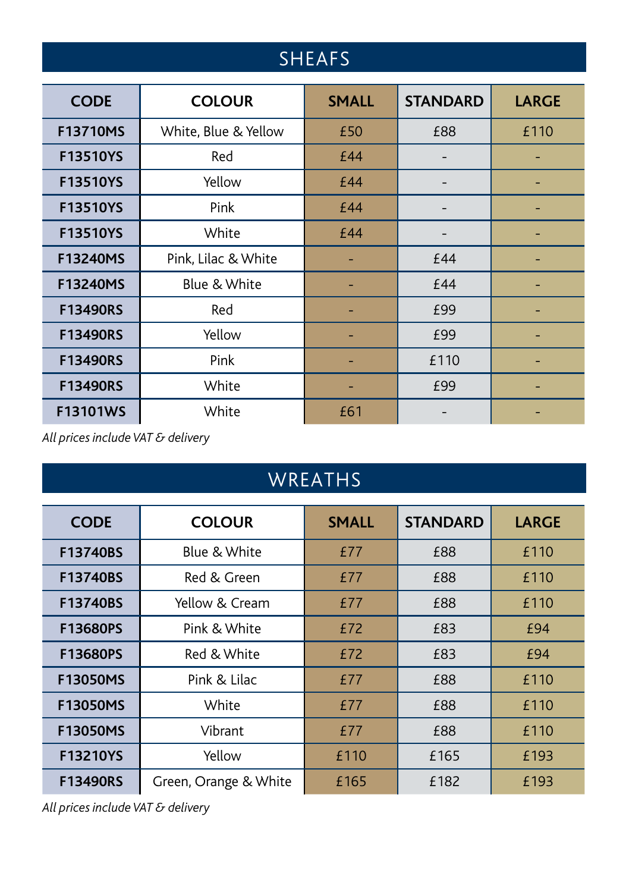## SHEAFS

| CODE | COLOUR | SMALL | STANDARD | LARGE |
|---|---|---|---|---|
| F13710MS | White, Blue & Yellow | £50 | £88 | £110 |
| F13510YS | Red | £44 | - | - |
| F13510YS | Yellow | £44 | - | - |
| F13510YS | Pink | £44 | - | - |
| F13510YS | White | £44 | - | - |
| F13240MS | Pink, Lilac & White | - | £44 | - |
| F13240MS | Blue & White | - | £44 | - |
| F13490RS | Red | - | £99 | - |
| F13490RS | Yellow | - | £99 | - |
| F13490RS | Pink | - | £110 | - |
| F13490RS | White | - | £99 | - |
| F13101WS | White | £61 | - | - |

*All prices include VAT & delivery*

## WREATHS

| CODE | COLOUR | SMALL | STANDARD | LARGE |
|---|---|---|---|---|
| F13740BS | Blue & White | £77 | £88 | £110 |
| F13740BS | Red & Green | £77 | £88 | £110 |
| F13740BS | Yellow & Cream | £77 | £88 | £110 |
| F13680PS | Pink & White | £72 | £83 | £94 |
| F13680PS | Red & White | £72 | £83 | £94 |
| F13050MS | Pink & Lilac | £77 | £88 | £110 |
| F13050MS | White | £77 | £88 | £110 |
| F13050MS | Vibrant | £77 | £88 | £110 |
| F13210YS | Yellow | £110 | £165 | £193 |
| F13490RS | Green, Orange & White | £165 | £182 | £193 |

*All prices include VAT & delivery*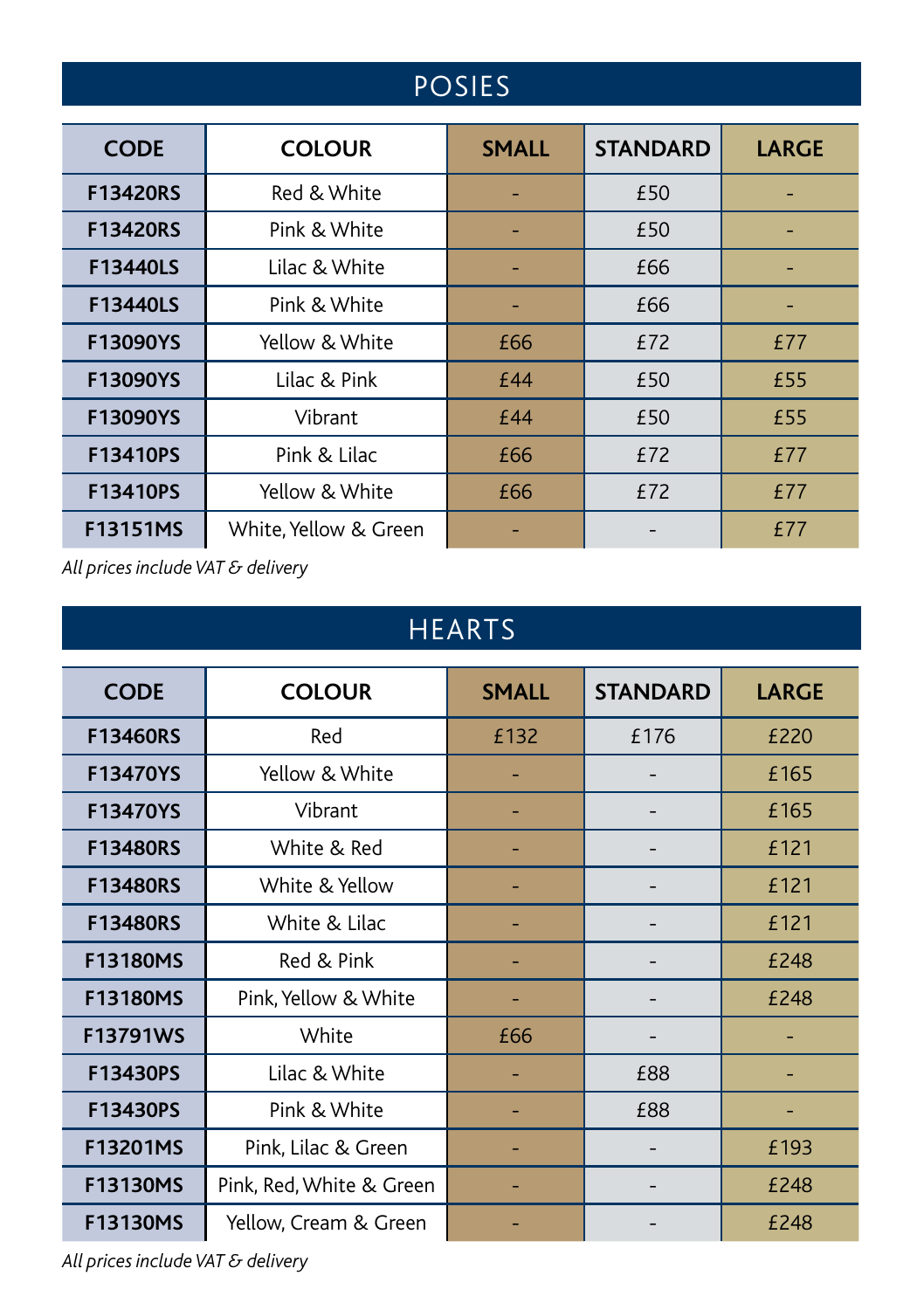## POSIES

| CODE | COLOUR | SMALL | STANDARD | LARGE |
|---|---|---|---|---|
| F13420RS | Red & White | - | £50 | - |
| F13420RS | Pink & White | - | £50 | - |
| F13440LS | Lilac & White | - | £66 | - |
| F13440LS | Pink & White | - | £66 | - |
| F13090YS | Yellow & White | £66 | £72 | £77 |
| F13090YS | Lilac & Pink | £44 | £50 | £55 |
| F13090YS | Vibrant | £44 | £50 | £55 |
| F13410PS | Pink & Lilac | £66 | £72 | £77 |
| F13410PS | Yellow & White | £66 | £72 | £77 |
| F13151MS | White, Yellow & Green | - | - | £77 |

*All prices include VAT & delivery*

## HEARTS

| CODE | COLOUR | SMALL | STANDARD | LARGE |
|---|---|---|---|---|
| F13460RS | Red | £132 | £176 | £220 |
| F13470YS | Yellow & White | - | - | £165 |
| F13470YS | Vibrant | - | - | £165 |
| F13480RS | White & Red | - | - | £121 |
| F13480RS | White & Yellow | - | - | £121 |
| F13480RS | White & Lilac | - | - | £121 |
| F13180MS | Red & Pink | - | - | £248 |
| F13180MS | Pink, Yellow & White | - | - | £248 |
| F13791WS | White | £66 | - | - |
| F13430PS | Lilac & White | - | £88 | - |
| F13430PS | Pink & White | - | £88 | - |
| F13201MS | Pink, Lilac & Green | - | - | £193 |
| F13130MS | Pink, Red, White & Green | - | - | £248 |
| F13130MS | Yellow, Cream & Green | - | - | £248 |

*All prices include VAT & delivery*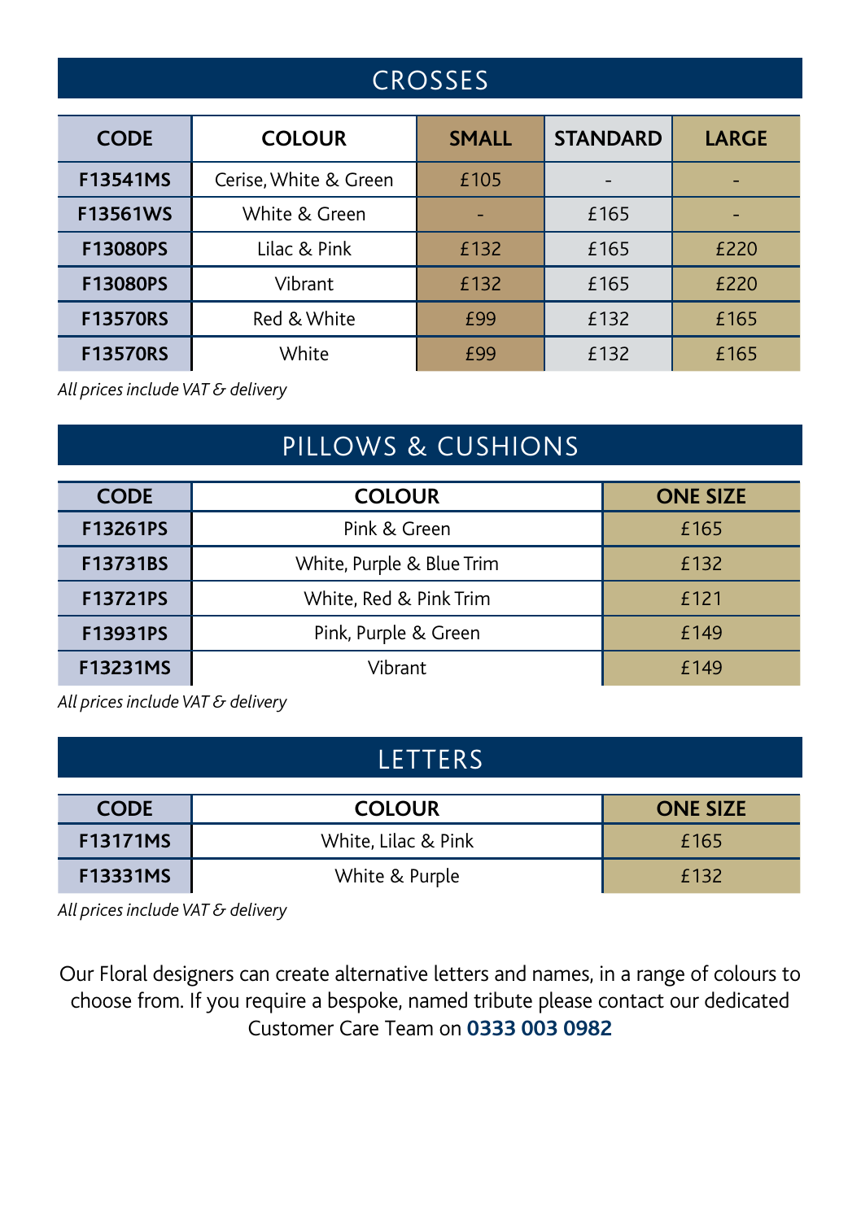## CROSSES

| CODE | COLOUR | SMALL | STANDARD | LARGE |
|---|---|---|---|---|
| F13541MS | Cerise, White & Green | £105 | - | - |
| F13561WS | White & Green | - | £165 | - |
| F13080PS | Lilac & Pink | £132 | £165 | £220 |
| F13080PS | Vibrant | £132 | £165 | £220 |
| F13570RS | Red & White | £99 | £132 | £165 |
| F13570RS | White | £99 | £132 | £165 |

*All prices include VAT & delivery*

## PILLOWS & CUSHIONS

| CODE | COLOUR | ONE SIZE |
|---|---|---|
| F13261PS | Pink & Green | £165 |
| F13731BS | White, Purple & Blue Trim | £132 |
| F13721PS | White, Red & Pink Trim | £121 |
| F13931PS | Pink, Purple & Green | £149 |
| F13231MS | Vibrant | £149 |

*All prices include VAT & delivery*

## LETTERS

| CODE | COLOUR | ONE SIZE |
|---|---|---|
| F13171MS | White, Lilac & Pink | £165 |
| F13331MS | White & Purple | £132 |

*All prices include VAT & delivery*

Our Floral designers can create alternative letters and names, in a range of colours to choose from. If you require a bespoke, named tribute please contact our dedicated Customer Care Team on **0333 003 0982**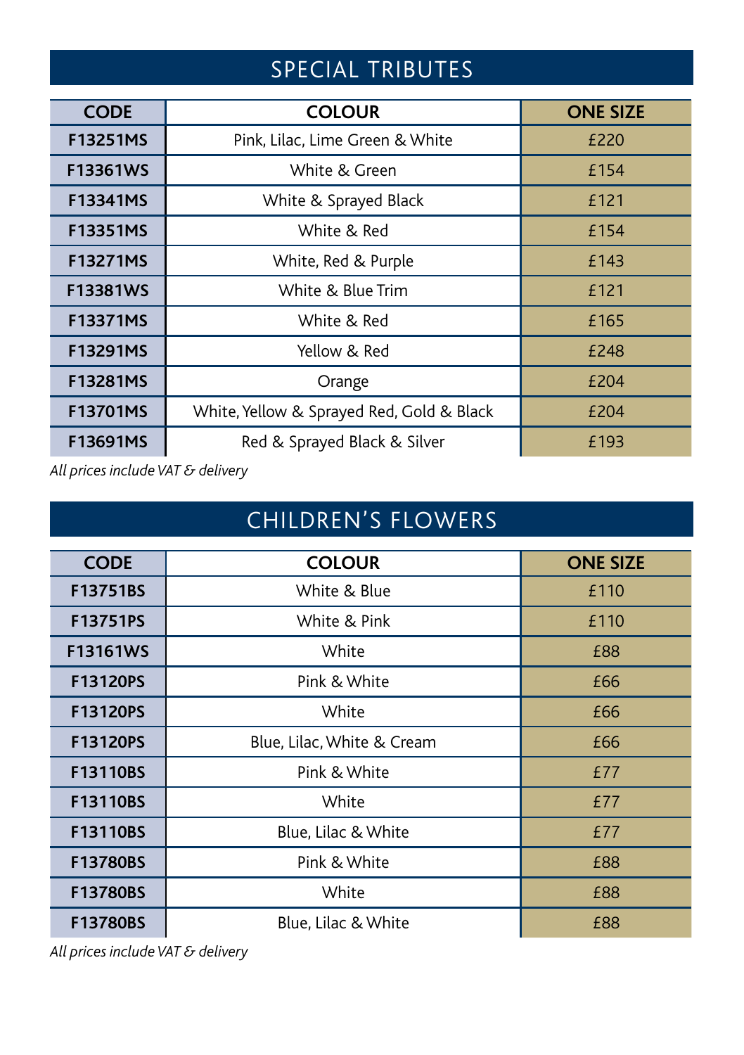## SPECIAL TRIBUTES

| CODE | COLOUR | ONE SIZE |
|---|---|---|
| F13251MS | Pink, Lilac, Lime Green & White | £220 |
| F13361WS | White & Green | £154 |
| F13341MS | White & Sprayed Black | £121 |
| F13351MS | White & Red | £154 |
| F13271MS | White, Red & Purple | £143 |
| F13381WS | White & Blue Trim | £121 |
| F13371MS | White & Red | £165 |
| F13291MS | Yellow & Red | £248 |
| F13281MS | Orange | £204 |
| F13701MS | White, Yellow & Sprayed Red, Gold & Black | £204 |
| F13691MS | Red & Sprayed Black & Silver | £193 |

*All prices include VAT & delivery*

## CHILDREN'S FLOWERS

| CODE | COLOUR | ONE SIZE |
|---|---|---|
| F13751BS | White & Blue | £110 |
| F13751PS | White & Pink | £110 |
| F13161WS | White | £88 |
| F13120PS | Pink & White | £66 |
| F13120PS | White | £66 |
| F13120PS | Blue, Lilac, White & Cream | £66 |
| F13110BS | Pink & White | £77 |
| F13110BS | White | £77 |
| F13110BS | Blue, Lilac & White | £77 |
| F13780BS | Pink & White | £88 |
| F13780BS | White | £88 |
| F13780BS | Blue, Lilac & White | £88 |

*All prices include VAT & delivery*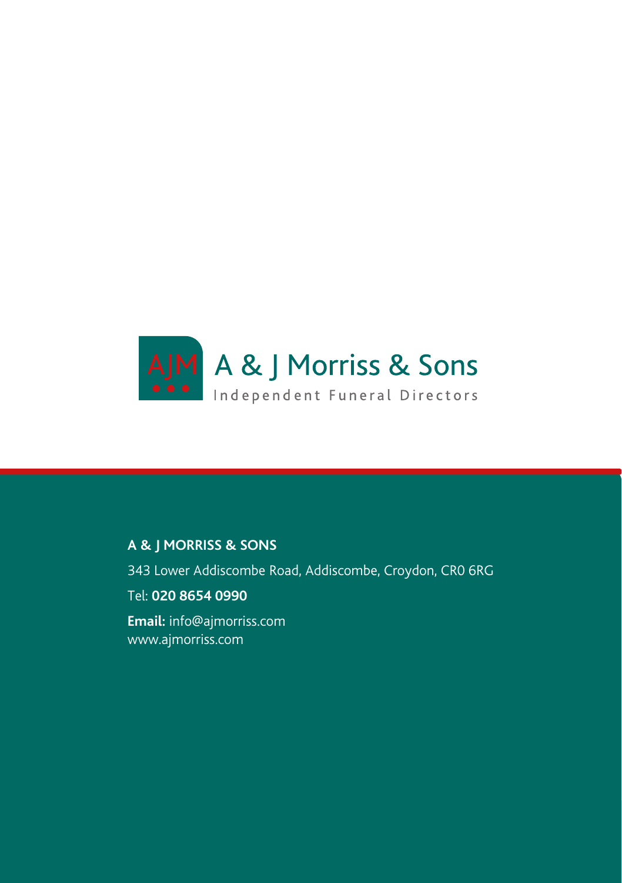AJM

A & J Morriss & Sons

Independent Funeral Directors

**A & J MORRISS & SONS**

343 Lower Addiscombe Road, Addiscombe, Croydon, CR0 6RG

Tel: **020 8654 0990**

**Email:** info@ajmorriss.com
www.ajmorriss.com